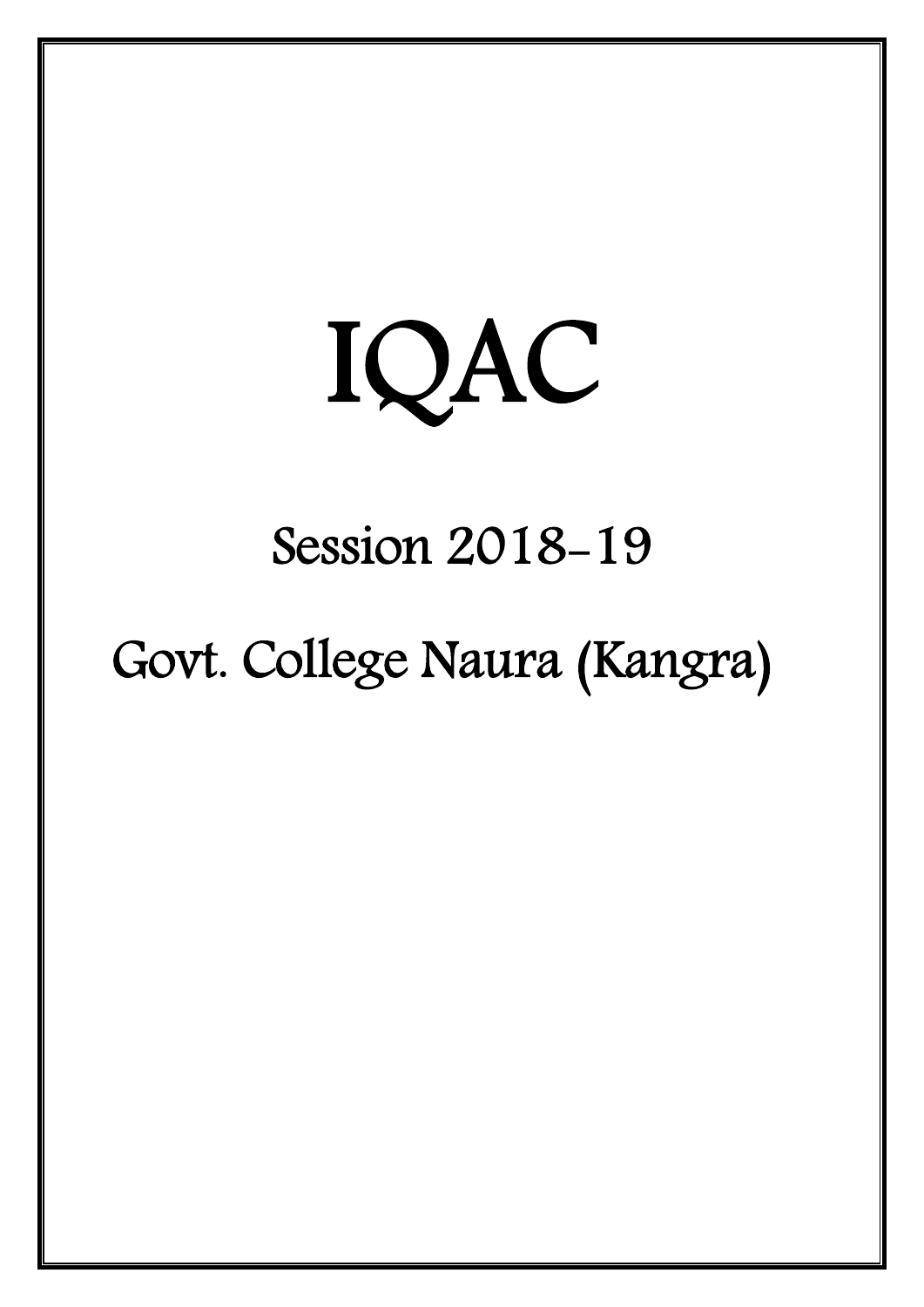# IQAC

## Session 2018-19

## Govt. College Naura (Kangra)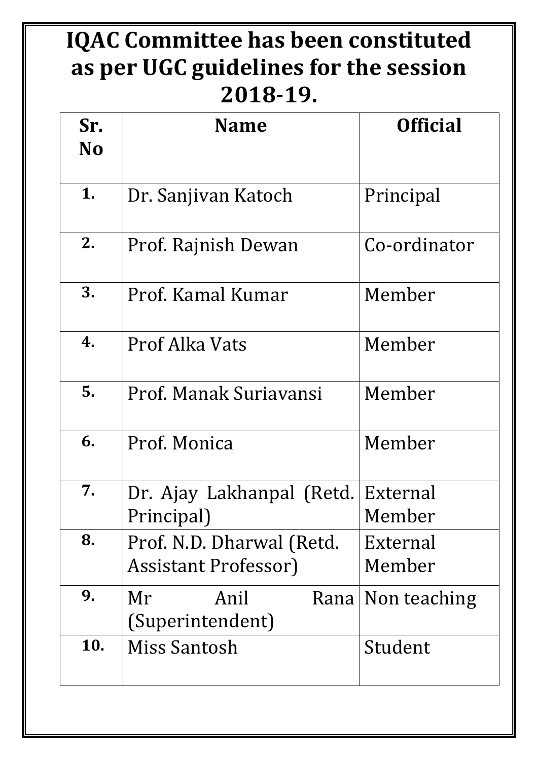# IQAC Committee has been constituted as per UGC guidelines for the session 2018-19.

| Sr. No | Name | Official |
|---|---|---|
| 1. | Dr. Sanjivan Katoch | Principal |
| 2. | Prof. Rajnish Dewan | Co-ordinator |
| 3. | Prof. Kamal Kumar | Member |
| 4. | Prof Alka Vats | Member |
| 5. | Prof. Manak Suriavansi | Member |
| 6. | Prof. Monica | Member |
| 7. | Dr. Ajay Lakhanpal (Retd. Principal) | External Member |
| 8. | Prof. N.D. Dharwal (Retd. Assistant Professor) | External Member |
| 9. | Mr Anil Rana (Superintendent) | Non teaching |
| 10. | Miss Santosh | Student |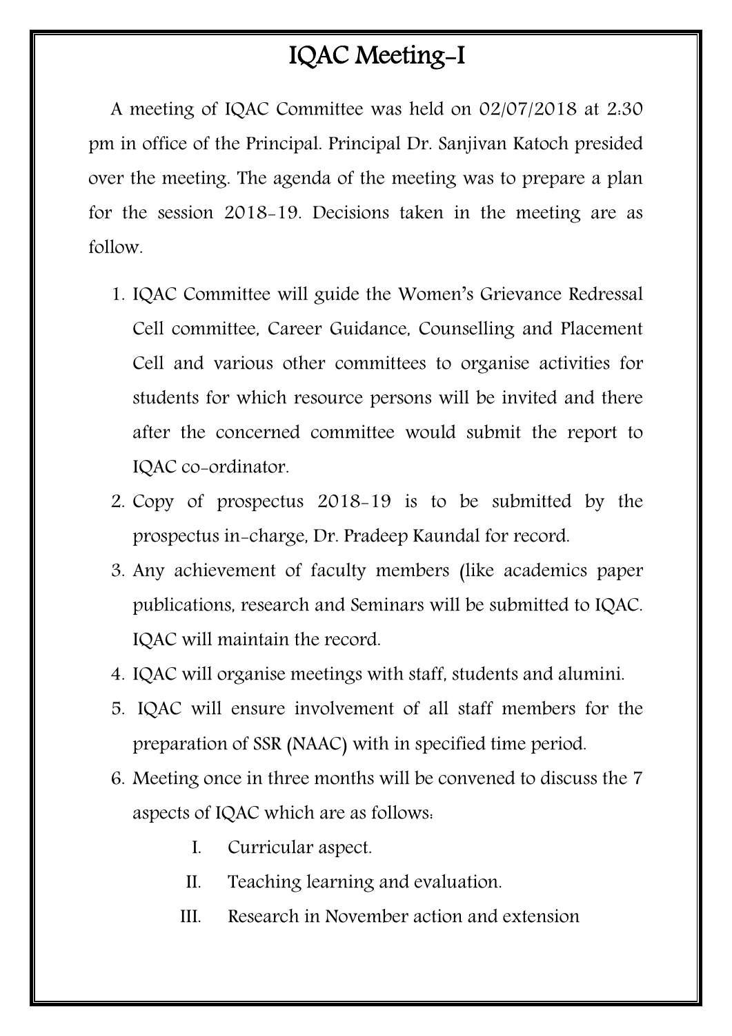# IQAC Meeting-I

A meeting of IQAC Committee was held on 02/07/2018 at 2:30 pm in office of the Principal. Principal Dr. Sanjivan Katoch presided over the meeting. The agenda of the meeting was to prepare a plan for the session 2018-19. Decisions taken in the meeting are as follow.

1. IQAC Committee will guide the Women's Grievance Redressal Cell committee, Career Guidance, Counselling and Placement Cell and various other committees to organise activities for students for which resource persons will be invited and there after the concerned committee would submit the report to IQAC co-ordinator.
2. Copy of prospectus 2018-19 is to be submitted by the prospectus in-charge, Dr. Pradeep Kaundal for record.
3. Any achievement of faculty members (like academics paper publications, research and Seminars will be submitted to IQAC. IQAC will maintain the record.
4. IQAC will organise meetings with staff, students and alumini.
5. IQAC will ensure involvement of all staff members for the preparation of SSR (NAAC) with in specified time period.
6. Meeting once in three months will be convened to discuss the 7 aspects of IQAC which are as follows:
   I. Curricular aspect.
   II. Teaching learning and evaluation.
   III. Research in November action and extension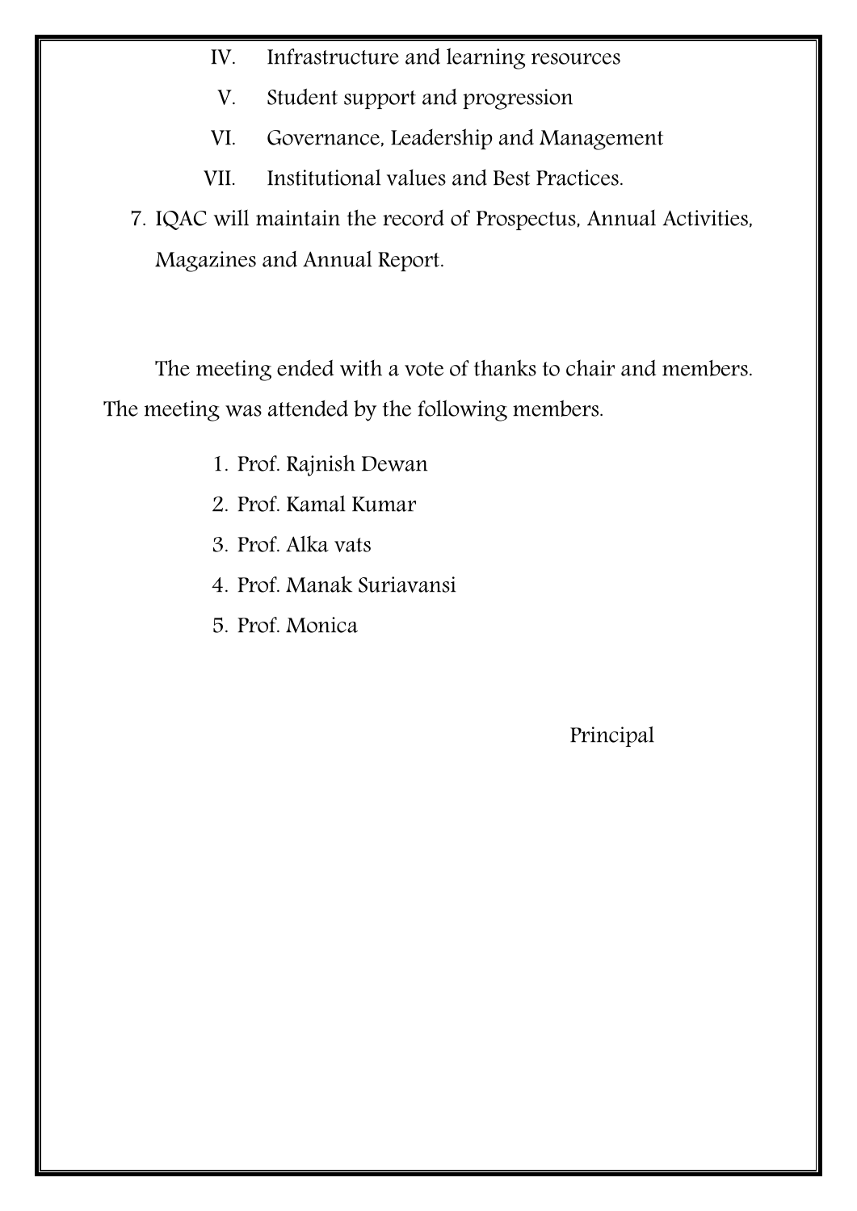IV. Infrastructure and learning resources
   V. Student support and progression
   VI. Governance, Leadership and Management
   VII. Institutional values and Best Practices.

7. IQAC will maintain the record of Prospectus, Annual Activities, Magazines and Annual Report.

The meeting ended with a vote of thanks to chair and members. The meeting was attended by the following members.

1. Prof. Rajnish Dewan
2. Prof. Kamal Kumar
3. Prof. Alka vats
4. Prof. Manak Suriavansi
5. Prof. Monica

Principal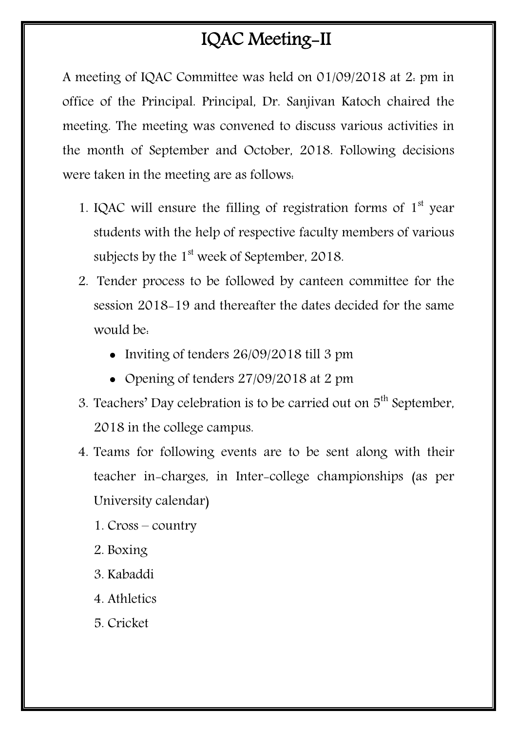# IQAC Meeting-II

A meeting of IQAC Committee was held on 01/09/2018 at 2: pm in office of the Principal. Principal, Dr. Sanjivan Katoch chaired the meeting. The meeting was convened to discuss various activities in the month of September and October, 2018. Following decisions were taken in the meeting are as follows:

1. IQAC will ensure the filling of registration forms of 1st year students with the help of respective faculty members of various subjects by the 1st week of September, 2018.
2. Tender process to be followed by canteen committee for the session 2018-19 and thereafter the dates decided for the same would be:
   - Inviting of tenders 26/09/2018 till 3 pm
   - Opening of tenders 27/09/2018 at 2 pm
3. Teachers' Day celebration is to be carried out on 5th September, 2018 in the college campus.
4. Teams for following events are to be sent along with their teacher in-charges, in Inter-college championships (as per University calendar)

   1. Cross – country
   2. Boxing
   3. Kabaddi
   4. Athletics
   5. Cricket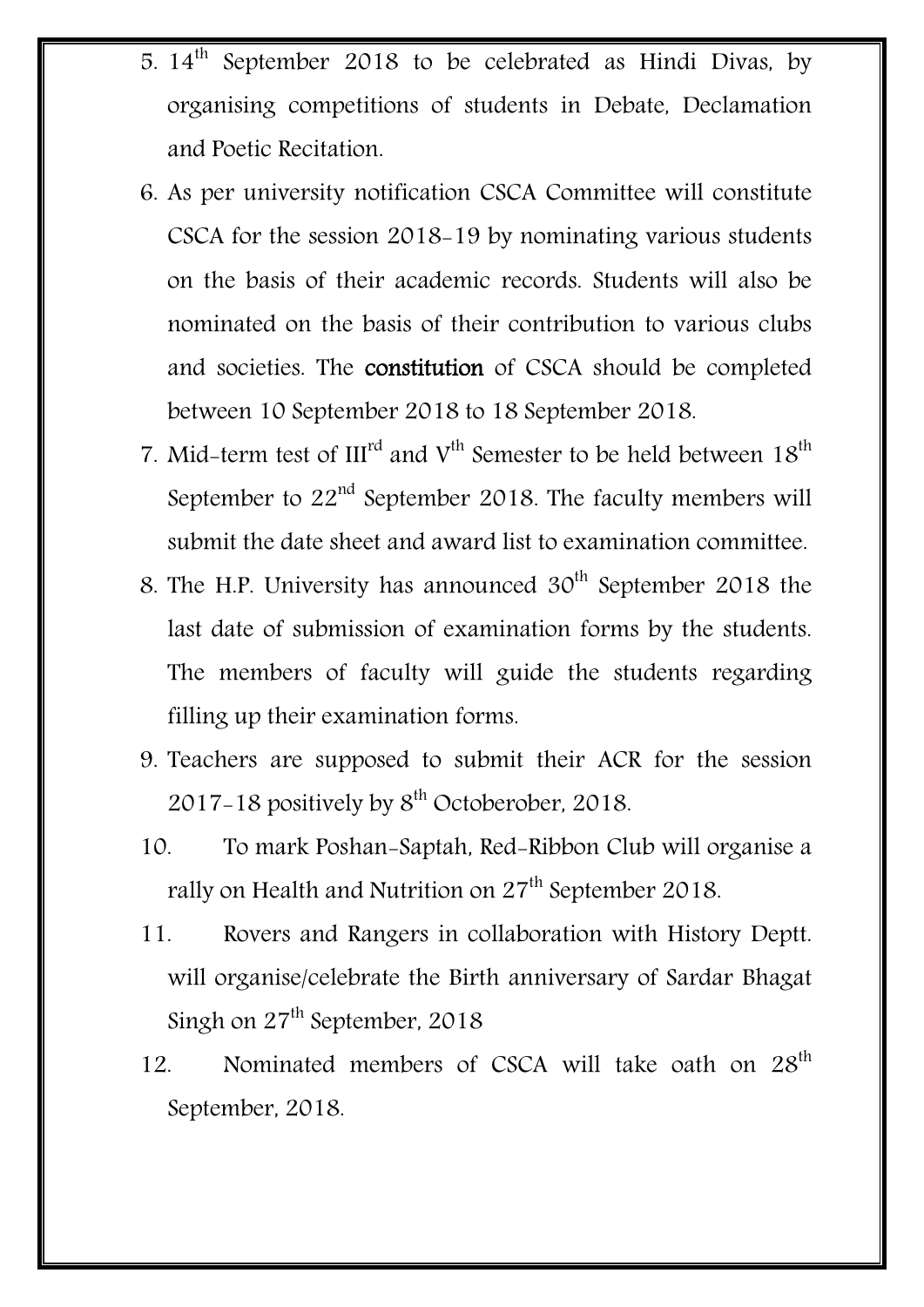5. 14th September 2018 to be celebrated as Hindi Divas, by organising competitions of students in Debate, Declamation and Poetic Recitation.
6. As per university notification CSCA Committee will constitute CSCA for the session 2018-19 by nominating various students on the basis of their academic records. Students will also be nominated on the basis of their contribution to various clubs and societies. The **constitution** of CSCA should be completed between 10 September 2018 to 18 September 2018.
7. Mid-term test of IIIrd and Vth Semester to be held between 18th September to 22nd September 2018. The faculty members will submit the date sheet and award list to examination committee.
8. The H.P. University has announced 30th September 2018 the last date of submission of examination forms by the students. The members of faculty will guide the students regarding filling up their examination forms.
9. Teachers are supposed to submit their ACR for the session 2017-18 positively by 8th Octoberober, 2018.
10. To mark Poshan-Saptah, Red-Ribbon Club will organise a rally on Health and Nutrition on 27th September 2018.
11. Rovers and Rangers in collaboration with History Deptt. will organise/celebrate the Birth anniversary of Sardar Bhagat Singh on 27th September, 2018
12. Nominated members of CSCA will take oath on 28th September, 2018.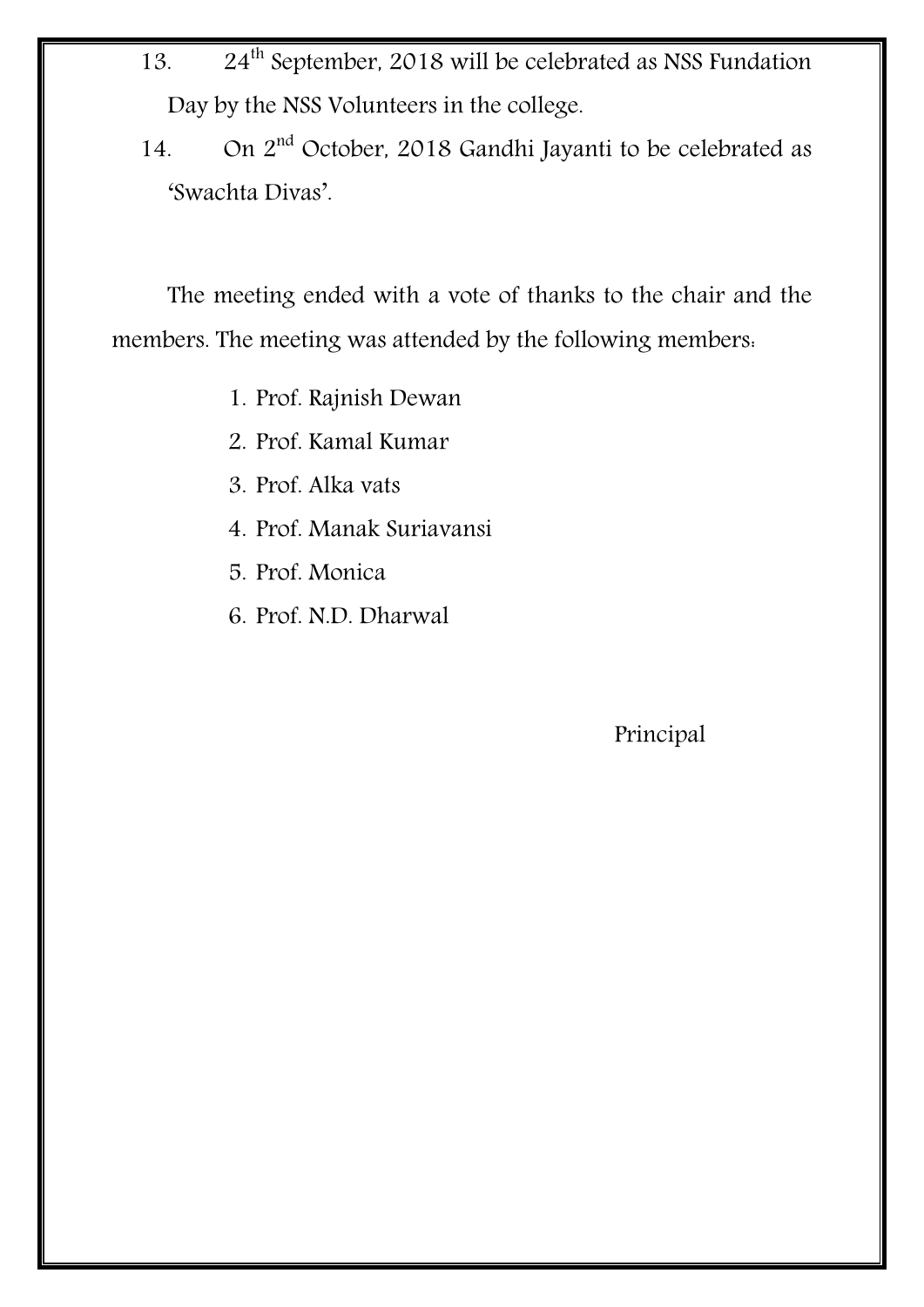13. 24th September, 2018 will be celebrated as NSS Fundation Day by the NSS Volunteers in the college.

14. On 2nd October, 2018 Gandhi Jayanti to be celebrated as 'Swachta Divas'.

The meeting ended with a vote of thanks to the chair and the members. The meeting was attended by the following members:

1. Prof. Rajnish Dewan
2. Prof. Kamal Kumar
3. Prof. Alka vats
4. Prof. Manak Suriavansi
5. Prof. Monica
6. Prof. N.D. Dharwal

Principal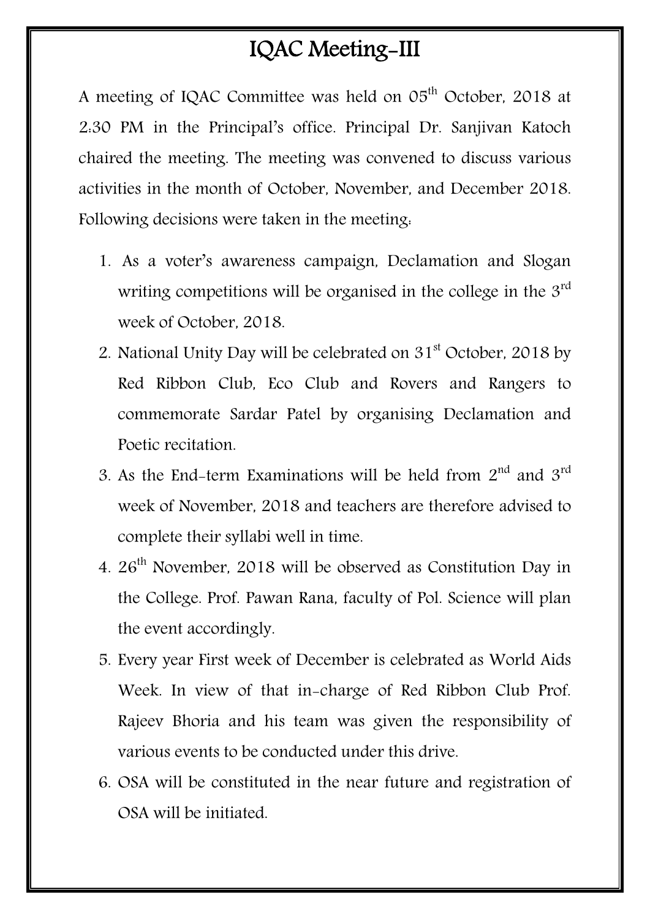# IQAC Meeting-III

A meeting of IQAC Committee was held on 05th October, 2018 at 2:30 PM in the Principal's office. Principal Dr. Sanjivan Katoch chaired the meeting. The meeting was convened to discuss various activities in the month of October, November, and December 2018. Following decisions were taken in the meeting:

1. As a voter's awareness campaign, Declamation and Slogan writing competitions will be organised in the college in the 3rd week of October, 2018.
2. National Unity Day will be celebrated on 31st October, 2018 by Red Ribbon Club, Eco Club and Rovers and Rangers to commemorate Sardar Patel by organising Declamation and Poetic recitation.
3. As the End-term Examinations will be held from 2nd and 3rd week of November, 2018 and teachers are therefore advised to complete their syllabi well in time.
4. 26th November, 2018 will be observed as Constitution Day in the College. Prof. Pawan Rana, faculty of Pol. Science will plan the event accordingly.
5. Every year First week of December is celebrated as World Aids Week. In view of that in-charge of Red Ribbon Club Prof. Rajeev Bhoria and his team was given the responsibility of various events to be conducted under this drive.
6. OSA will be constituted in the near future and registration of OSA will be initiated.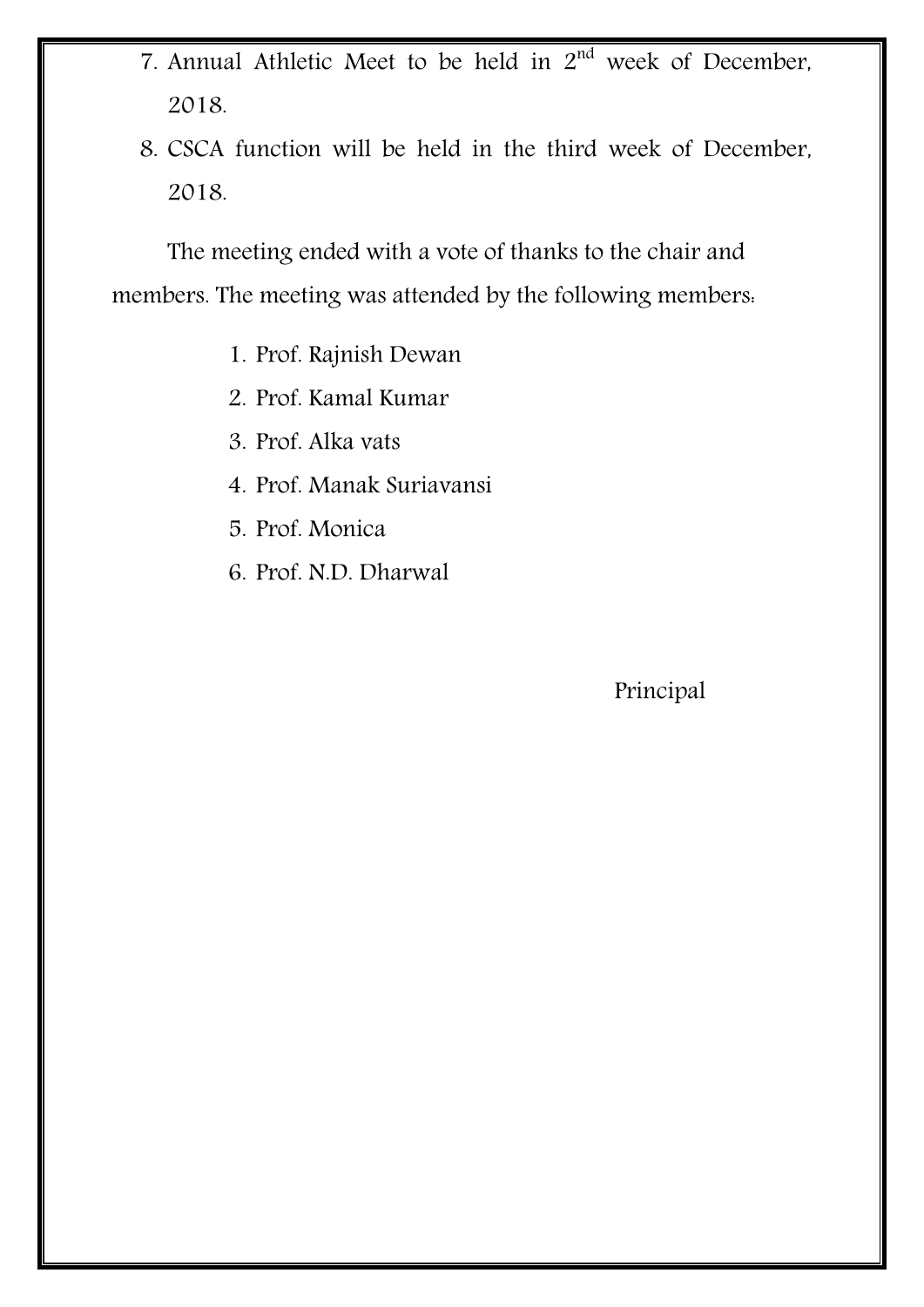7. Annual Athletic Meet to be held in $2^{nd}$ week of December, 2018.
8. CSCA function will be held in the third week of December, 2018.

The meeting ended with a vote of thanks to the chair and members. The meeting was attended by the following members:

1. Prof. Rajnish Dewan
2. Prof. Kamal Kumar
3. Prof. Alka vats
4. Prof. Manak Suriavansi
5. Prof. Monica
6. Prof. N.D. Dharwal

Principal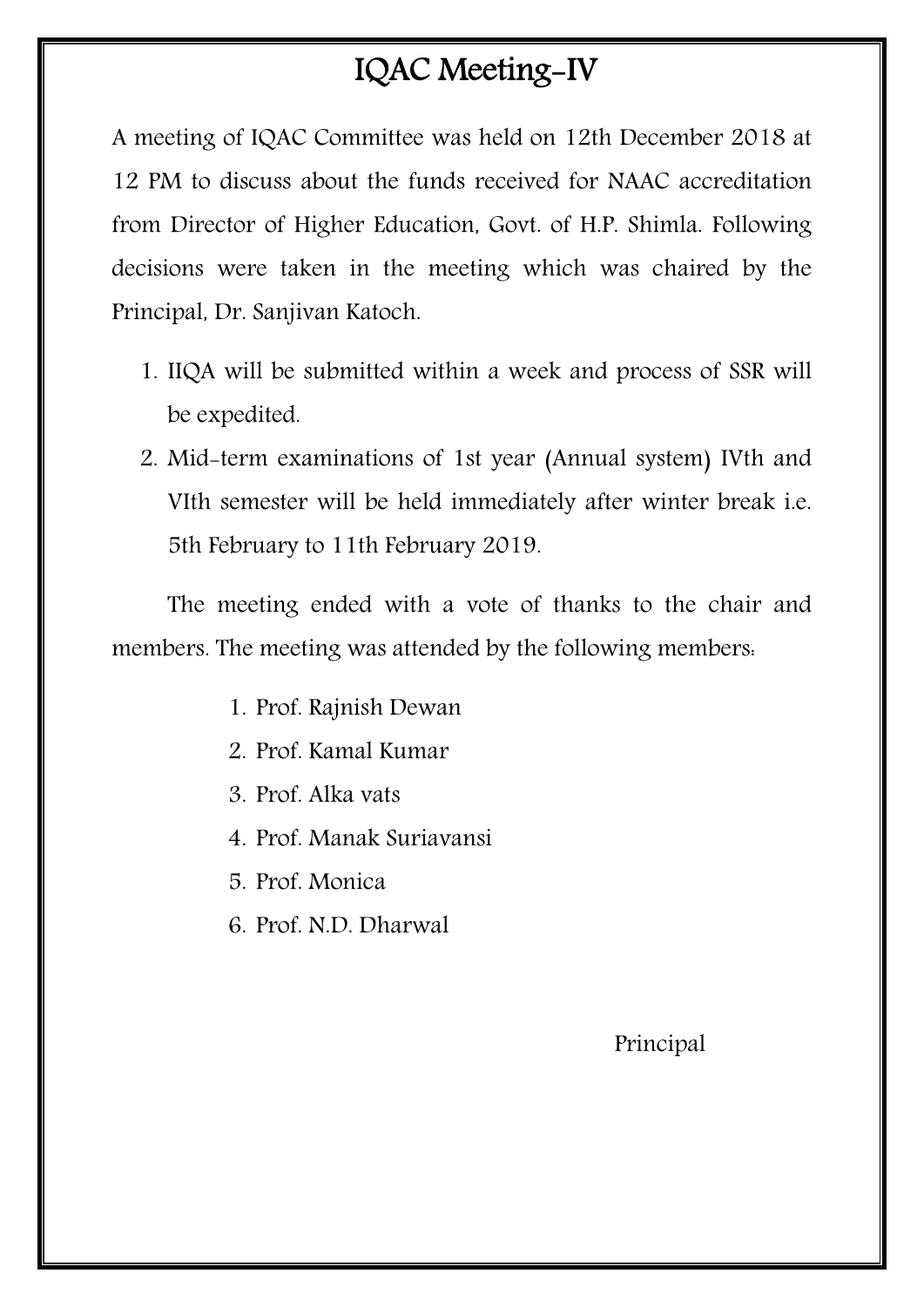# IQAC Meeting-IV

A meeting of IQAC Committee was held on 12th December 2018 at 12 PM to discuss about the funds received for NAAC accreditation from Director of Higher Education, Govt. of H.P. Shimla. Following decisions were taken in the meeting which was chaired by the Principal, Dr. Sanjivan Katoch.

1. IIQA will be submitted within a week and process of SSR will be expedited.
2. Mid-term examinations of 1st year (Annual system) IVth and VIth semester will be held immediately after winter break i.e. 5th February to 11th February 2019.

The meeting ended with a vote of thanks to the chair and members. The meeting was attended by the following members:

1. Prof. Rajnish Dewan
2. Prof. Kamal Kumar
3. Prof. Alka vats
4. Prof. Manak Suriavansi
5. Prof. Monica
6. Prof. N.D. Dharwal

Principal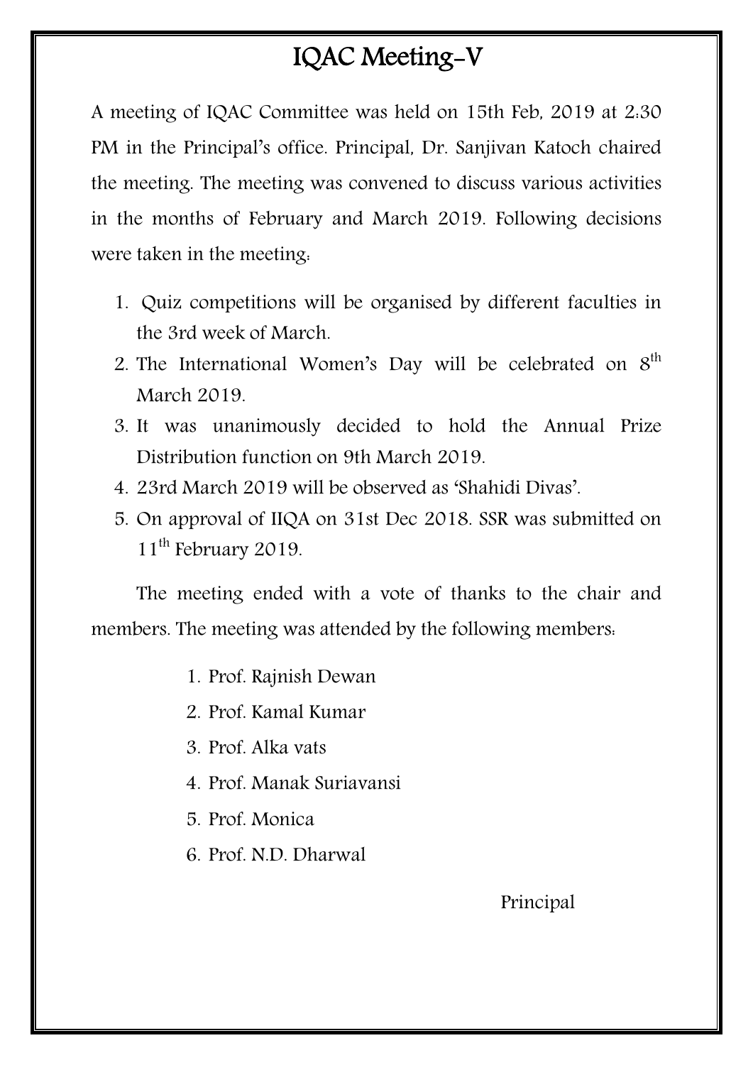# IQAC Meeting-V

A meeting of IQAC Committee was held on 15th Feb, 2019 at 2:30 PM in the Principal's office. Principal, Dr. Sanjivan Katoch chaired the meeting. The meeting was convened to discuss various activities in the months of February and March 2019. Following decisions were taken in the meeting:

1. Quiz competitions will be organised by different faculties in the 3rd week of March.
2. The International Women's Day will be celebrated on 8th March 2019.
3. It was unanimously decided to hold the Annual Prize Distribution function on 9th March 2019.
4. 23rd March 2019 will be observed as 'Shahidi Divas'.
5. On approval of IIQA on 31st Dec 2018. SSR was submitted on 11th February 2019.

The meeting ended with a vote of thanks to the chair and members. The meeting was attended by the following members:

1. Prof. Rajnish Dewan
2. Prof. Kamal Kumar
3. Prof. Alka vats
4. Prof. Manak Suriavansi
5. Prof. Monica
6. Prof. N.D. Dharwal

Principal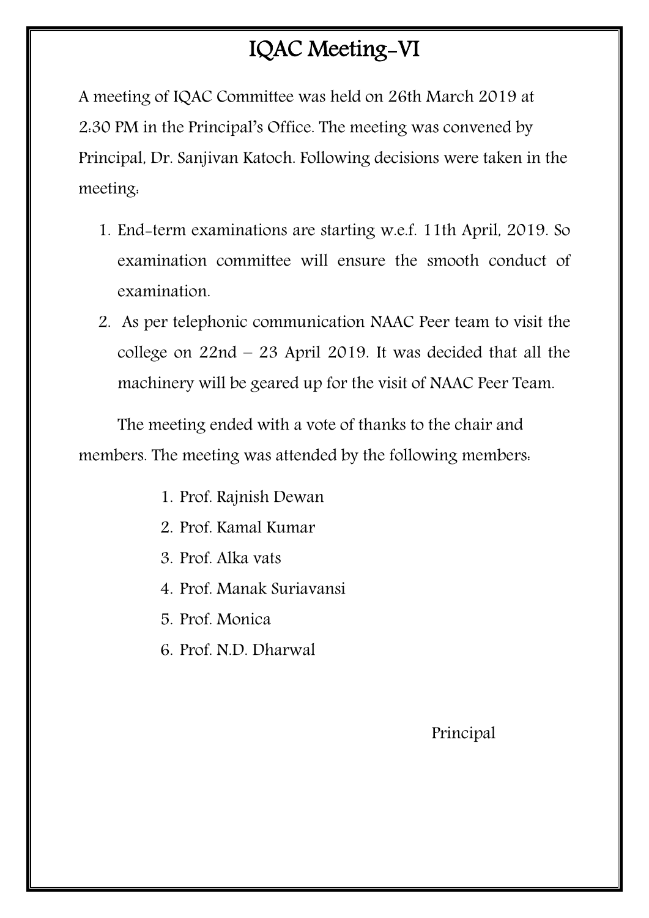# IQAC Meeting-VI

A meeting of IQAC Committee was held on 26th March 2019 at 2:30 PM in the Principal's Office. The meeting was convened by Principal, Dr. Sanjivan Katoch. Following decisions were taken in the meeting:

1. End-term examinations are starting w.e.f. 11th April, 2019. So examination committee will ensure the smooth conduct of examination.
2. As per telephonic communication NAAC Peer team to visit the college on 22nd – 23 April 2019. It was decided that all the machinery will be geared up for the visit of NAAC Peer Team.

The meeting ended with a vote of thanks to the chair and members. The meeting was attended by the following members:

1. Prof. Rajnish Dewan
2. Prof. Kamal Kumar
3. Prof. Alka vats
4. Prof. Manak Suriavansi
5. Prof. Monica
6. Prof. N.D. Dharwal

Principal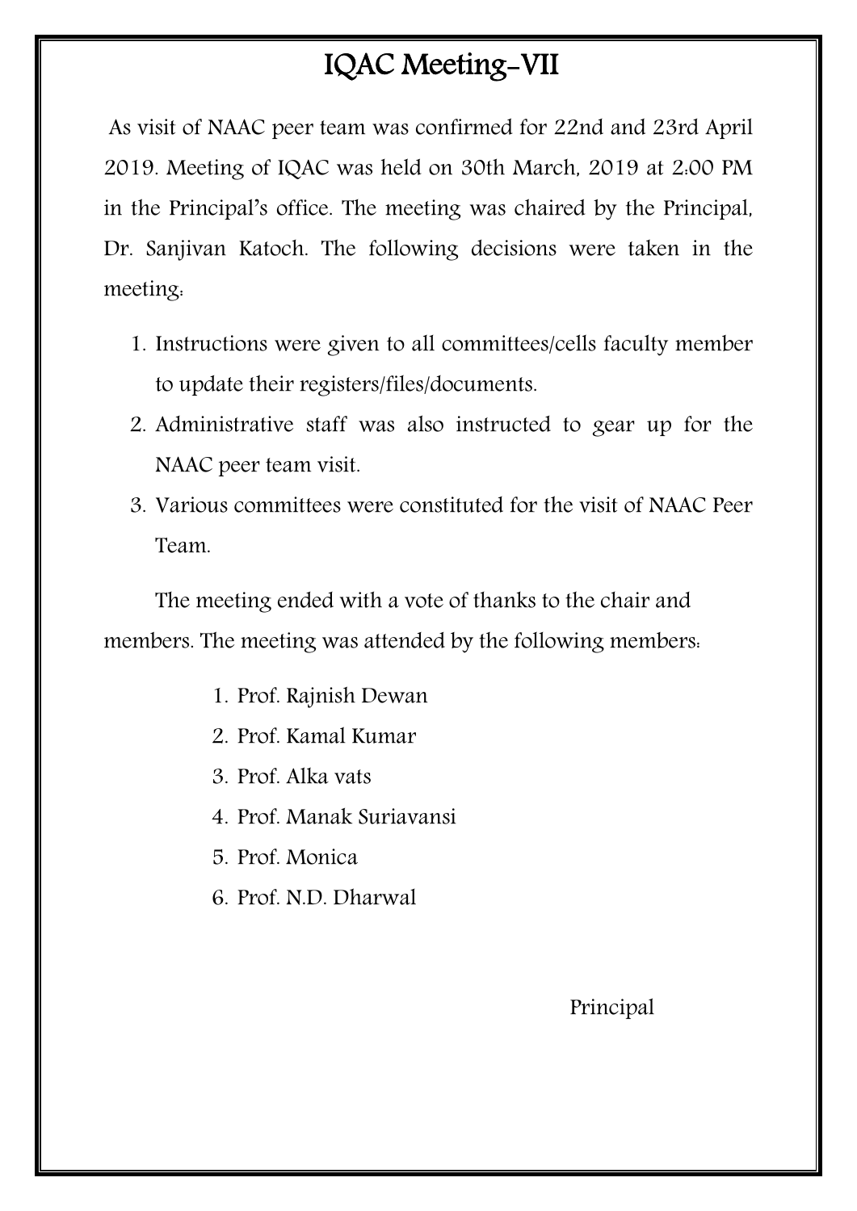# IQAC Meeting-VII

As visit of NAAC peer team was confirmed for 22nd and 23rd April 2019. Meeting of IQAC was held on 30th March, 2019 at 2:00 PM in the Principal's office. The meeting was chaired by the Principal, Dr. Sanjivan Katoch. The following decisions were taken in the meeting:

1. Instructions were given to all committees/cells faculty member to update their registers/files/documents.
2. Administrative staff was also instructed to gear up for the NAAC peer team visit.
3. Various committees were constituted for the visit of NAAC Peer Team.

The meeting ended with a vote of thanks to the chair and members. The meeting was attended by the following members:

1. Prof. Rajnish Dewan
2. Prof. Kamal Kumar
3. Prof. Alka vats
4. Prof. Manak Suriavansi
5. Prof. Monica
6. Prof. N.D. Dharwal

Principal